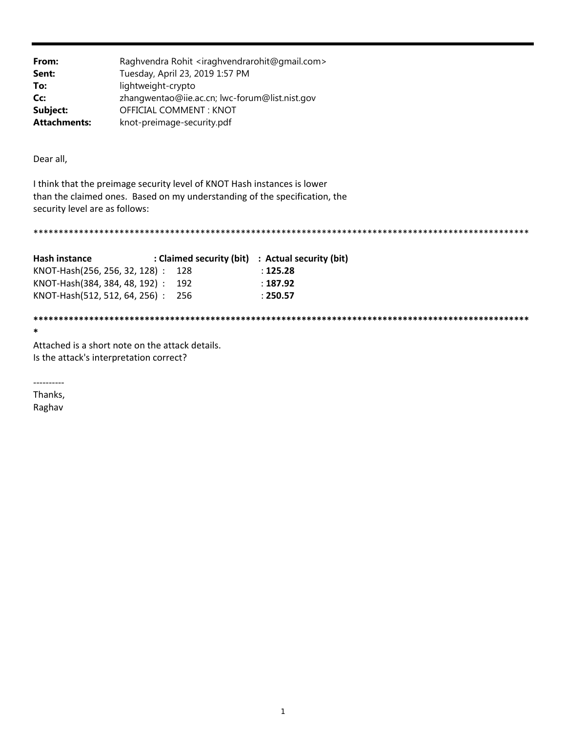**From:** Raghvendra Rohit <iraghvendrarohit@gmail.com>
**Sent:** Tuesday, April 23, 2019 1:57 PM
**To:** lightweight-crypto
**Cc:** zhangwentao@iie.ac.cn; lwc-forum@list.nist.gov
**Subject:** OFFICIAL COMMENT : KNOT
**Attachments:** knot-preimage-security.pdf

Dear all,

I think that the preimage security level of KNOT Hash instances is lower than the claimed ones. Based on my understanding of the specification, the security level are as follows:

****************************************************************************************************

| Hash instance | : Claimed security (bit) | : Actual security (bit) |
|---|---|---|
| KNOT-Hash(256, 256, 32, 128) : | 128 | : **125.28** |
| KNOT-Hash(384, 384, 48, 192) : | 192 | : **187.92** |
| KNOT-Hash(512, 512, 64, 256) : | 256 | : **250.57** |

*****************************************************************************************************

Attached is a short note on the attack details.
Is the attack's interpretation correct?

----------

Thanks,
Raghav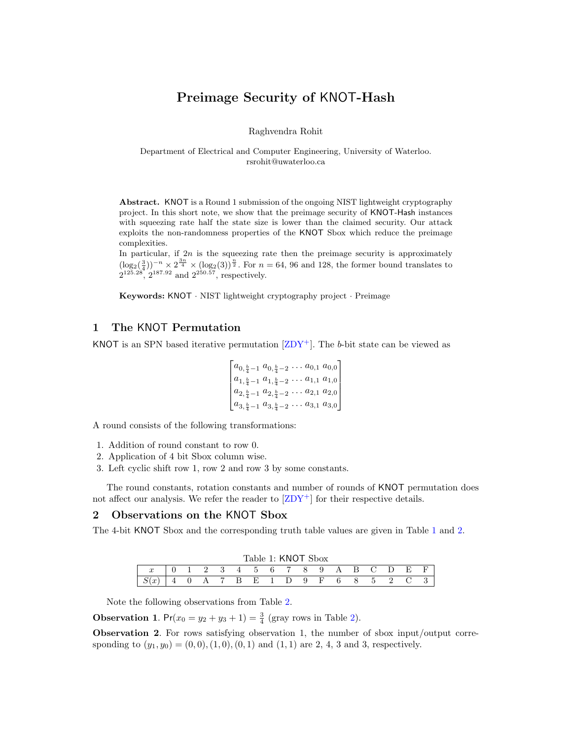# Preimage Security of KNOT-Hash

Raghvendra Rohit

Department of Electrical and Computer Engineering, University of Waterloo.
rsrohit@uwaterloo.ca

**Abstract.** KNOT is a Round 1 submission of the ongoing NIST lightweight cryptography project. In this short note, we show that the preimage security of KNOT-Hash instances with squeezing rate half the state size is lower than the claimed security. Our attack exploits the non-randomness properties of the KNOT Sbox which reduce the preimage complexities.

In particular, if $2n$ is the squeezing rate then the preimage security is approximately $(\log_2(\frac{3}{4}))^{-n} \times 2^{\frac{3n}{4}} \times (\log_2(3))^{\frac{n}{2}}$. For $n = 64$, 96 and 128, the former bound translates to $2^{125.28}$, $2^{187.92}$ and $2^{250.57}$, respectively.

**Keywords:** KNOT · NIST lightweight cryptography project · Preimage

## 1 The KNOT Permutation

KNOT is an SPN based iterative permutation [ZDY+]. The $b$-bit state can be viewed as

$$\begin{bmatrix} a_{0,\frac{b}{4}-1} & a_{0,\frac{b}{4}-2} & \cdots & a_{0,1} & a_{0,0} \\ a_{1,\frac{b}{4}-1} & a_{1,\frac{b}{4}-2} & \cdots & a_{1,1} & a_{1,0} \\ a_{2,\frac{b}{4}-1} & a_{2,\frac{b}{4}-2} & \cdots & a_{2,1} & a_{2,0} \\ a_{3,\frac{b}{4}-1} & a_{3,\frac{b}{4}-2} & \cdots & a_{3,1} & a_{3,0} \end{bmatrix}$$

A round consists of the following transformations:

1. Addition of round constant to row 0.
2. Application of 4 bit Sbox column wise.
3. Left cyclic shift row 1, row 2 and row 3 by some constants.

The round constants, rotation constants and number of rounds of KNOT permutation does not affect our analysis. We refer the reader to [ZDY+] for their respective details.

## 2 Observations on the KNOT Sbox

The 4-bit KNOT Sbox and the corresponding truth table values are given in Table 1 and 2.

Table 1: KNOT Sbox

| $x$ | 0 | 1 | 2 | 3 | 4 | 5 | 6 | 7 | 8 | 9 | A | B | C | D | E | F |
|---|---|---|---|---|---|---|---|---|---|---|---|---|---|---|---|---|
| $S(x)$ | 4 | 0 | A | 7 | B | E | 1 | D | 9 | F | 6 | 8 | 5 | 2 | C | 3 |

Note the following observations from Table 2.

**Observation 1**. $\Pr(x_0 = y_2 + y_3 + 1) = \frac{3}{4}$ (gray rows in Table 2).

**Observation 2**. For rows satisfying observation 1, the number of sbox input/output corresponding to $(y_1, y_0) = (0, 0), (1, 0), (0, 1)$ and $(1, 1)$ are 2, 4, 3 and 3, respectively.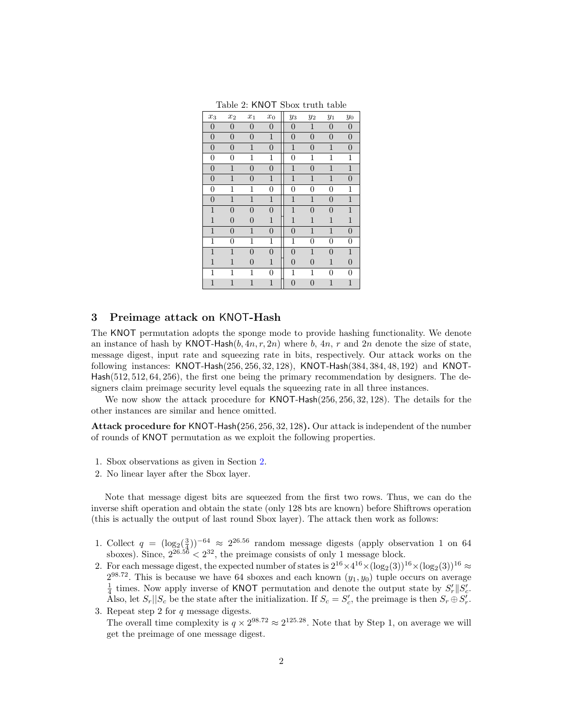Table 2: KNOT Sbox truth table

| $x_3$ | $x_2$ | $x_1$ | $x_0$ | $y_3$ | $y_2$ | $y_1$ | $y_0$ |
|---|---|---|---|---|---|---|---|
| 0 | 0 | 0 | 0 | 0 | 1 | 0 | 0 |
| 0 | 0 | 0 | 1 | 0 | 0 | 0 | 0 |
| 0 | 0 | 1 | 0 | 1 | 0 | 1 | 0 |
| 0 | 0 | 1 | 1 | 0 | 1 | 1 | 1 |
| 0 | 1 | 0 | 0 | 1 | 0 | 1 | 1 |
| 0 | 1 | 0 | 1 | 1 | 1 | 1 | 0 |
| 0 | 1 | 1 | 0 | 0 | 0 | 0 | 1 |
| 0 | 1 | 1 | 1 | 1 | 1 | 0 | 1 |
| 1 | 0 | 0 | 0 | 1 | 0 | 0 | 1 |
| 1 | 0 | 0 | 1 | 1 | 1 | 1 | 1 |
| 1 | 0 | 1 | 0 | 0 | 1 | 1 | 0 |
| 1 | 0 | 1 | 1 | 1 | 0 | 0 | 0 |
| 1 | 1 | 0 | 0 | 0 | 1 | 0 | 1 |
| 1 | 1 | 0 | 1 | 0 | 0 | 1 | 0 |
| 1 | 1 | 1 | 0 | 1 | 1 | 0 | 0 |
| 1 | 1 | 1 | 1 | 0 | 0 | 1 | 1 |

## 3 Preimage attack on KNOT-Hash

The KNOT permutation adopts the sponge mode to provide hashing functionality. We denote an instance of hash by KNOT-Hash$(b, 4n, r, 2n)$ where $b$, $4n$, $r$ and $2n$ denote the size of state, message digest, input rate and squeezing rate in bits, respectively. Our attack works on the following instances: KNOT-Hash$(256, 256, 32, 128)$, KNOT-Hash$(384, 384, 48, 192)$ and KNOT-Hash$(512, 512, 64, 256)$, the first one being the primary recommendation by designers. The designers claim preimage security level equals the squeezing rate in all three instances.

We now show the attack procedure for KNOT-Hash$(256, 256, 32, 128)$. The details for the other instances are similar and hence omitted.

**Attack procedure for KNOT-Hash$(256, 256, 32, 128)$.** Our attack is independent of the number of rounds of KNOT permutation as we exploit the following properties.

1. Sbox observations as given in Section 2.
2. No linear layer after the Sbox layer.

Note that message digest bits are squeezed from the first two rows. Thus, we can do the inverse shift operation and obtain the state (only 128 bts are known) before Shiftrows operation (this is actually the output of last round Sbox layer). The attack then work as follows:

1. Collect $q = (\log_2(\frac{3}{4}))^{-64} \approx 2^{26.56}$ random message digests (apply observation 1 on 64 sboxes). Since, $2^{26.56} < 2^{32}$, the preimage consists of only 1 message block.
2. For each message digest, the expected number of states is $2^{16} \times 4^{16} \times (\log_2(3))^{16} \times (\log_2(3))^{16} \approx 2^{98.72}$. This is because we have 64 sboxes and each known $(y_1, y_0)$ tuple occurs on average $\frac{1}{4}$ times. Now apply inverse of KNOT permutation and denote the output state by $S'_r \| S'_c$. Also, let $S_r || S_c$ be the state after the initialization. If $S_c = S'_c$, the preimage is then $S_r \oplus S'_r$.
3. Repeat step 2 for $q$ message digests.
   The overall time complexity is $q \times 2^{98.72} \approx 2^{125.28}$. Note that by Step 1, on average we will get the preimage of one message digest.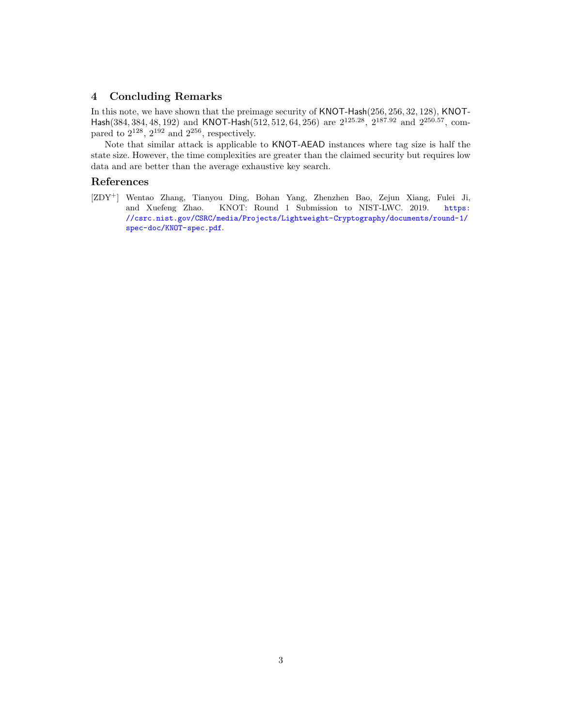## 4 Concluding Remarks

In this note, we have shown that the preimage security of KNOT-Hash$(256, 256, 32, 128)$, KNOT-Hash$(384, 384, 48, 192)$ and KNOT-Hash$(512, 512, 64, 256)$ are $2^{125.28}$, $2^{187.92}$ and $2^{250.57}$, compared to $2^{128}$, $2^{192}$ and $2^{256}$, respectively.

Note that similar attack is applicable to KNOT-AEAD instances where tag size is half the state size. However, the time complexities are greater than the claimed security but requires low data and are better than the average exhaustive key search.

## References

[ZDY+] Wentao Zhang, Tianyou Ding, Bohan Yang, Zhenzhen Bao, Zejun Xiang, Fulei Ji, and Xuefeng Zhao. KNOT: Round 1 Submission to NIST-LWC. 2019. https://csrc.nist.gov/CSRC/media/Projects/Lightweight-Cryptography/documents/round-1/spec-doc/KNOT-spec.pdf.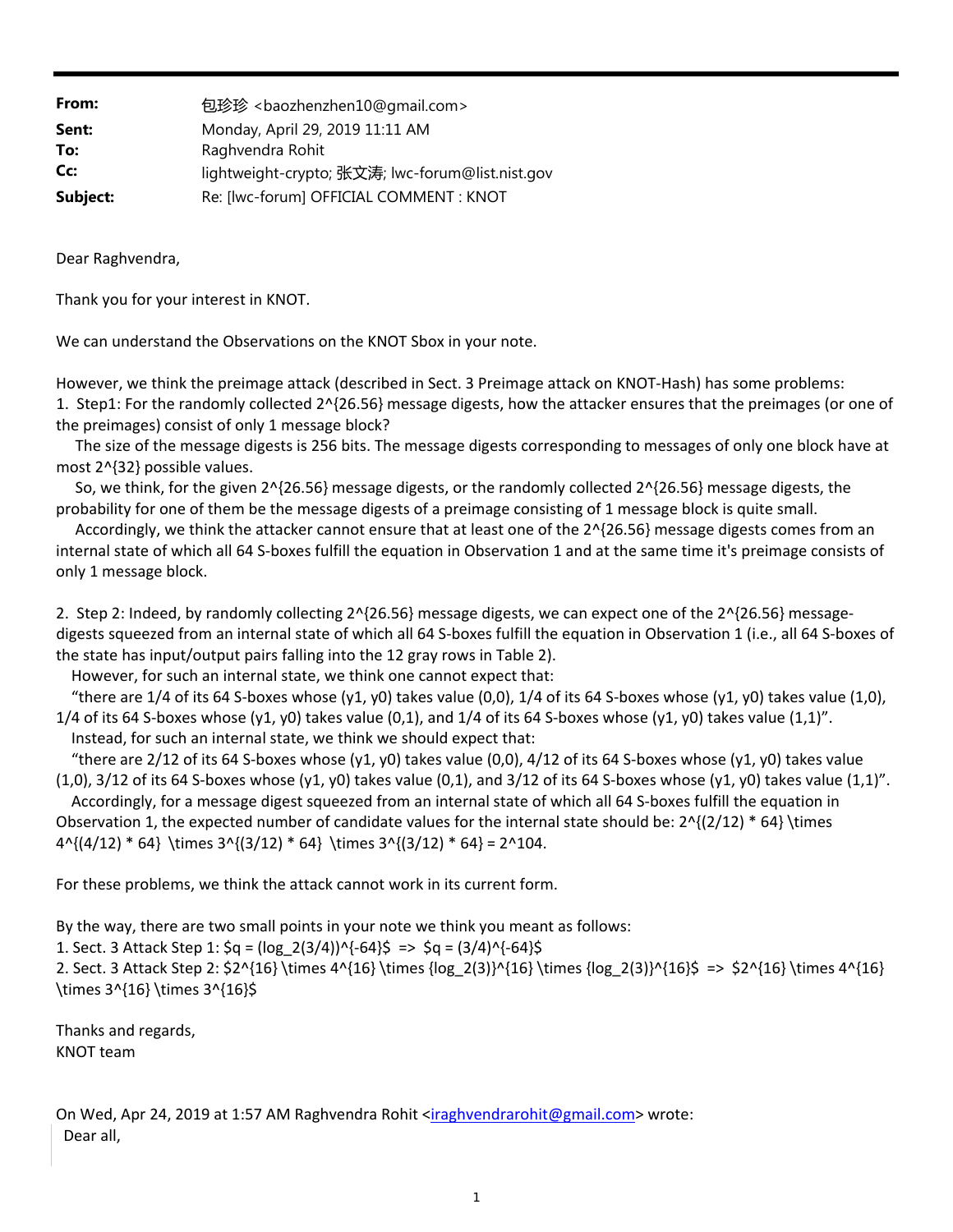| | |
|---|---|
| **From:** | 包珍珍 <baozhenzhen10@gmail.com> |
| **Sent:** | Monday, April 29, 2019 11:11 AM |
| **To:** | Raghvendra Rohit |
| **Cc:** | lightweight-crypto; 张文涛; lwc-forum@list.nist.gov |
| **Subject:** | Re: [lwc-forum] OFFICIAL COMMENT : KNOT |

Dear Raghvendra,

Thank you for your interest in KNOT.

We can understand the Observations on the KNOT Sbox in your note.

However, we think the preimage attack (described in Sect. 3 Preimage attack on KNOT-Hash) has some problems:

1. Step1: For the randomly collected 2^{26.56} message digests, how the attacker ensures that the preimages (or one of the preimages) consist of only 1 message block?

   The size of the message digests is 256 bits. The message digests corresponding to messages of only one block have at most 2^{32} possible values.

   So, we think, for the given 2^{26.56} message digests, or the randomly collected 2^{26.56} message digests, the probability for one of them be the message digests of a preimage consisting of 1 message block is quite small.

   Accordingly, we think the attacker cannot ensure that at least one of the 2^{26.56} message digests comes from an internal state of which all 64 S-boxes fulfill the equation in Observation 1 and at the same time it's preimage consists of only 1 message block.

2. Step 2: Indeed, by randomly collecting 2^{26.56} message digests, we can expect one of the 2^{26.56} message-digests squeezed from an internal state of which all 64 S-boxes fulfill the equation in Observation 1 (i.e., all 64 S-boxes of the state has input/output pairs falling into the 12 gray rows in Table 2).

   However, for such an internal state, we think one cannot expect that:

   "there are 1/4 of its 64 S-boxes whose (y1, y0) takes value (0,0), 1/4 of its 64 S-boxes whose (y1, y0) takes value (1,0), 1/4 of its 64 S-boxes whose (y1, y0) takes value (0,1), and 1/4 of its 64 S-boxes whose (y1, y0) takes value (1,1)".

   Instead, for such an internal state, we think we should expect that:

   "there are 2/12 of its 64 S-boxes whose (y1, y0) takes value (0,0), 4/12 of its 64 S-boxes whose (y1, y0) takes value (1,0), 3/12 of its 64 S-boxes whose (y1, y0) takes value (0,1), and 3/12 of its 64 S-boxes whose (y1, y0) takes value (1,1)".

   Accordingly, for a message digest squeezed from an internal state of which all 64 S-boxes fulfill the equation in Observation 1, the expected number of candidate values for the internal state should be: 2^{(2/12) * 64} \times 4^{(4/12) * 64} \times 3^{(3/12) * 64} \times 3^{(3/12) * 64} = 2^104.

For these problems, we think the attack cannot work in its current form.

By the way, there are two small points in your note we think you meant as follows:

1. Sect. 3 Attack Step 1: $q = (log_2(3/4))^{-64}$ => $q = (3/4)^{-64}$
2. Sect. 3 Attack Step 2: $2^{16} \times 4^{16} \times {log_2(3)}^{16} \times {log_2(3)}^{16}$ => $2^{16} \times 4^{16} \times 3^{16} \times 3^{16}$

Thanks and regards,
KNOT team

On Wed, Apr 24, 2019 at 1:57 AM Raghvendra Rohit <iraghvendrarohit@gmail.com> wrote:

> Dear all,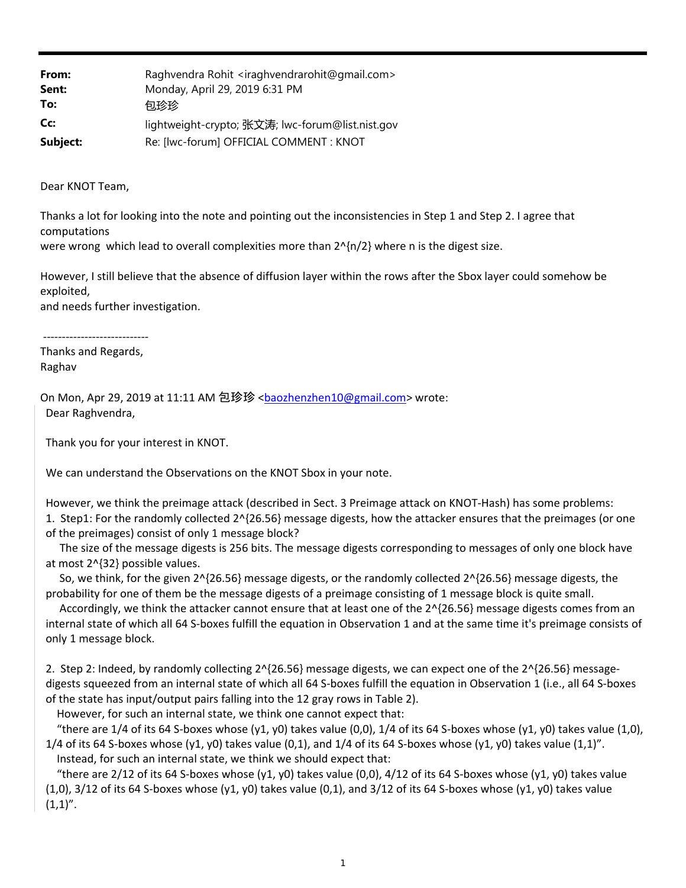| | |
|---|---|
| **From:** | Raghvendra Rohit <iraghvendrarohit@gmail.com> |
| **Sent:** | Monday, April 29, 2019 6:31 PM |
| **To:** | 包珍珍 |
| **Cc:** | lightweight-crypto; 张文涛; lwc-forum@list.nist.gov |
| **Subject:** | Re: [lwc-forum] OFFICIAL COMMENT : KNOT |

Dear KNOT Team,

Thanks a lot for looking into the note and pointing out the inconsistencies in Step 1 and Step 2. I agree that computations
were wrong which lead to overall complexities more than $2^{n/2}$ where n is the digest size.

However, I still believe that the absence of diffusion layer within the rows after the Sbox layer could somehow be exploited,
and needs further investigation.

----------------------------
Thanks and Regards,
Raghav

On Mon, Apr 29, 2019 at 11:11 AM 包珍珍 <baozhenzhen10@gmail.com> wrote:

> Dear Raghvendra,
>
> Thank you for your interest in KNOT.
>
> We can understand the Observations on the KNOT Sbox in your note.
>
> However, we think the preimage attack (described in Sect. 3 Preimage attack on KNOT-Hash) has some problems:
> 1. Step1: For the randomly collected $2^{26.56}$ message digests, how the attacker ensures that the preimages (or one of the preimages) consist of only 1 message block?
> The size of the message digests is 256 bits. The message digests corresponding to messages of only one block have at most $2^{32}$ possible values.
> So, we think, for the given $2^{26.56}$ message digests, or the randomly collected $2^{26.56}$ message digests, the probability for one of them be the message digests of a preimage consisting of 1 message block is quite small.
> Accordingly, we think the attacker cannot ensure that at least one of the $2^{26.56}$ message digests comes from an internal state of which all 64 S-boxes fulfill the equation in Observation 1 and at the same time it's preimage consists of only 1 message block.
>
> 2. Step 2: Indeed, by randomly collecting $2^{26.56}$ message digests, we can expect one of the $2^{26.56}$ message-digests squeezed from an internal state of which all 64 S-boxes fulfill the equation in Observation 1 (i.e., all 64 S-boxes of the state has input/output pairs falling into the 12 gray rows in Table 2).
> However, for such an internal state, we think one cannot expect that:
> "there are 1/4 of its 64 S-boxes whose ($y_1$, $y_0$) takes value (0,0), 1/4 of its 64 S-boxes whose ($y_1$, $y_0$) takes value (1,0), 1/4 of its 64 S-boxes whose ($y_1$, $y_0$) takes value (0,1), and 1/4 of its 64 S-boxes whose ($y_1$, $y_0$) takes value (1,1)".
> Instead, for such an internal state, we think we should expect that:
> "there are 2/12 of its 64 S-boxes whose ($y_1$, $y_0$) takes value (0,0), 4/12 of its 64 S-boxes whose ($y_1$, $y_0$) takes value (1,0), 3/12 of its 64 S-boxes whose ($y_1$, $y_0$) takes value (0,1), and 3/12 of its 64 S-boxes whose ($y_1$, $y_0$) takes value (1,1)".